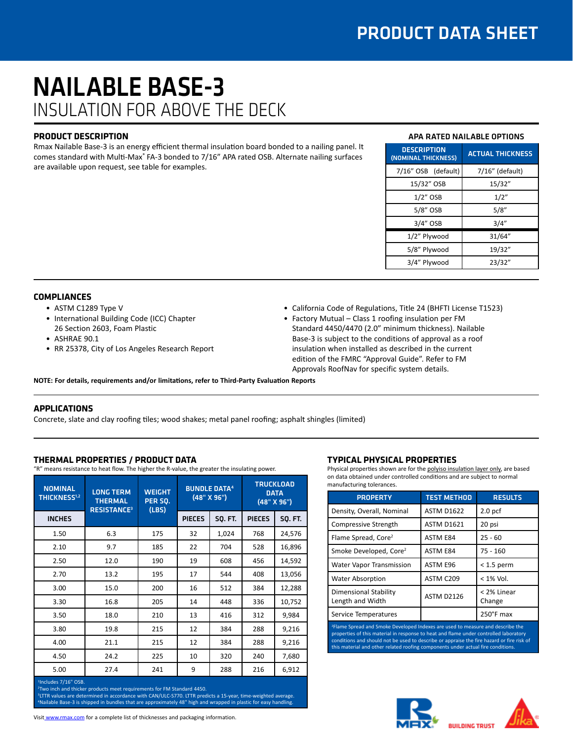# NAILABLE BASE-3

## INSULATION FOR ABOVE THE DECK

### PRODUCT DESCRIPTION

Rmax Nailable Base-3 is an energy efficient thermal insulation board bonded to a nailing panel. It comes standard with Multi-Max® FA-3 bonded to 7/16" APA rated OSB. Alternate nailing surfaces are available upon request, see table for examples.

### APA RATED NAILABLE OPTIONS

| DESCRIPTION (NOMINAL THICKNESS) | ACTUAL THICKNESS |
|---|---|
| 7/16" OSB (default) | 7/16" (default) |
| 15/32" OSB | 15/32" |
| 1/2" OSB | 1/2" |
| 5/8" OSB | 5/8" |
| 3/4" OSB | 3/4" |
| 1/2" Plywood | 31/64" |
| 5/8" Plywood | 19/32" |
| 3/4" Plywood | 23/32" |

### COMPLIANCES

- ASTM C1289 Type V
- International Building Code (ICC) Chapter 26 Section 2603, Foam Plastic
- ASHRAE 90.1
- RR 25378, City of Los Angeles Research Report
- California Code of Regulations, Title 24 (BHFTI License T1523)
- Factory Mutual – Class 1 roofing insulation per FM Standard 4450/4470 (2.0" minimum thickness). Nailable Base-3 is subject to the conditions of approval as a roof insulation when installed as described in the current edition of the FMRC "Approval Guide". Refer to FM Approvals RoofNav for specific system details.

**NOTE: For details, requirements and/or limitations, refer to Third-Party Evaluation Reports**

### APPLICATIONS

Concrete, slate and clay roofing tiles; wood shakes; metal panel roofing; asphalt shingles (limited)

### THERMAL PROPERTIES / PRODUCT DATA

"R" means resistance to heat flow. The higher the R-value, the greater the insulating power.

| NOMINAL THICKNESS[1,2] | LONG TERM THERMAL RESISTANCE[3] | WEIGHT PER SQ. (LBS) | BUNDLE DATA[4] (48" X 96") | | TRUCKLOAD DATA (48" X 96") | |
|---|---|---|---|---|---|---|
| INCHES | | | PIECES | SQ. FT. | PIECES | SQ. FT. |
| 1.50 | 6.3 | 175 | 32 | 1,024 | 768 | 24,576 |
| 2.10 | 9.7 | 185 | 22 | 704 | 528 | 16,896 |
| 2.50 | 12.0 | 190 | 19 | 608 | 456 | 14,592 |
| 2.70 | 13.2 | 195 | 17 | 544 | 408 | 13,056 |
| 3.00 | 15.0 | 200 | 16 | 512 | 384 | 12,288 |
| 3.30 | 16.8 | 205 | 14 | 448 | 336 | 10,752 |
| 3.50 | 18.0 | 210 | 13 | 416 | 312 | 9,984 |
| 3.80 | 19.8 | 215 | 12 | 384 | 288 | 9,216 |
| 4.00 | 21.1 | 215 | 12 | 384 | 288 | 9,216 |
| 4.50 | 24.2 | 225 | 10 | 320 | 240 | 7,680 |
| 5.00 | 27.4 | 241 | 9 | 288 | 216 | 6,912 |

[1]Includes 7/16" OSB.
[2]Two inch and thicker products meet requirements for FM Standard 4450.
[3]LTTR values are determined in accordance with CAN/ULC-S770. LTTR predicts a 15-year, time-weighted average.
[4]Nailable Base-3 is shipped in bundles that are approximately 48" high and wrapped in plastic for easy handling.

Visit www.rmax.com for a complete list of thicknesses and packaging information.

### TYPICAL PHYSICAL PROPERTIES

Physical properties shown are for the polyiso insulation layer only, are based on data obtained under controlled conditions and are subject to normal manufacturing tolerances.

| PROPERTY | TEST METHOD | RESULTS |
|---|---|---|
| Density, Overall, Nominal | ASTM D1622 | 2.0 pcf |
| Compressive Strength | ASTM D1621 | 20 psi |
| Flame Spread, Core[2] | ASTM E84 | 25 - 60 |
| Smoke Developed, Core[2] | ASTM E84 | 75 - 160 |
| Water Vapor Transmission | ASTM E96 | < 1.5 perm |
| Water Absorption | ASTM C209 | < 1% Vol. |
| Dimensional Stability Length and Width | ASTM D2126 | < 2% Linear Change |
| Service Temperatures | | 250°F max |

[2]Flame Spread and Smoke Developed Indexes are used to measure and describe the properties of this material in response to heat and flame under controlled laboratory conditions and should not be used to describe or appraise the fire hazard or fire risk of this material and other related roofing components under actual fire conditions.

BUILDING TRUST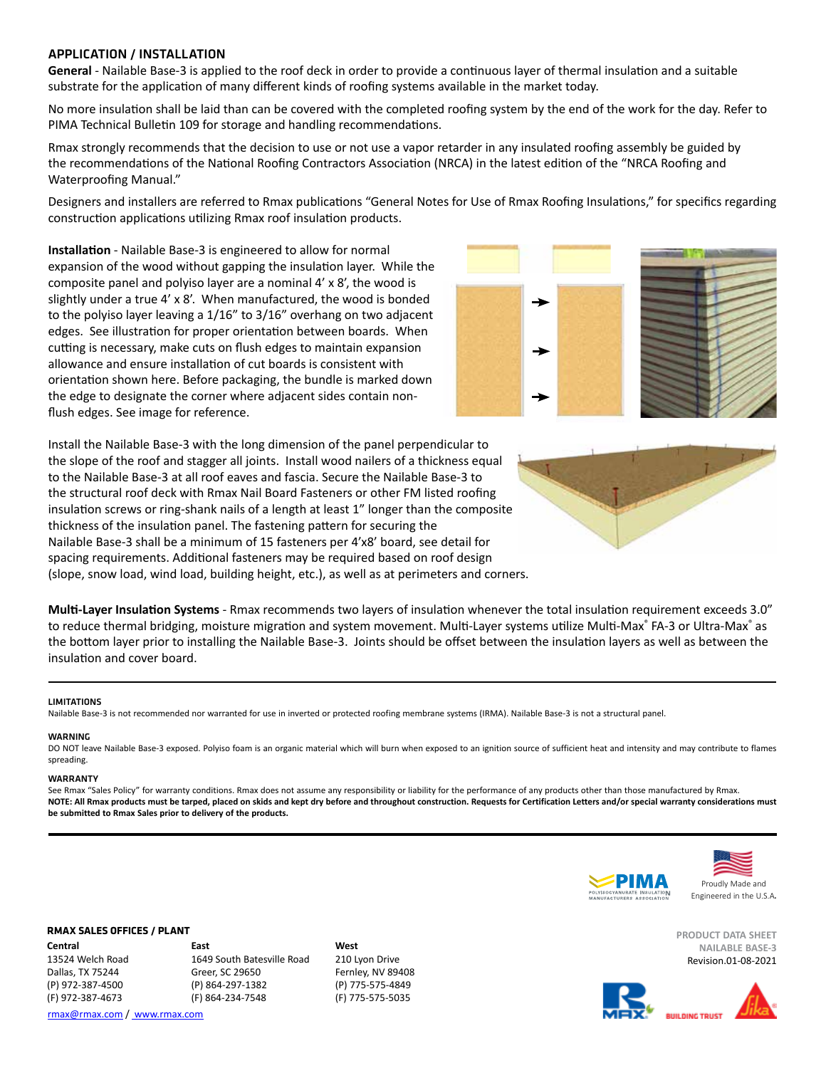## APPLICATION / INSTALLATION

**General** - Nailable Base-3 is applied to the roof deck in order to provide a continuous layer of thermal insulation and a suitable substrate for the application of many different kinds of roofing systems available in the market today.

No more insulation shall be laid than can be covered with the completed roofing system by the end of the work for the day. Refer to PIMA Technical Bulletin 109 for storage and handling recommendations.

Rmax strongly recommends that the decision to use or not use a vapor retarder in any insulated roofing assembly be guided by the recommendations of the National Roofing Contractors Association (NRCA) in the latest edition of the "NRCA Roofing and Waterproofing Manual."

Designers and installers are referred to Rmax publications "General Notes for Use of Rmax Roofing Insulations," for specifics regarding construction applications utilizing Rmax roof insulation products.

**Installation** - Nailable Base-3 is engineered to allow for normal expansion of the wood without gapping the insulation layer. While the composite panel and polyiso layer are a nominal 4' x 8', the wood is slightly under a true 4' x 8'. When manufactured, the wood is bonded to the polyiso layer leaving a 1/16" to 3/16" overhang on two adjacent edges. See illustration for proper orientation between boards. When cutting is necessary, make cuts on flush edges to maintain expansion allowance and ensure installation of cut boards is consistent with orientation shown here. Before packaging, the bundle is marked down the edge to designate the corner where adjacent sides contain non-flush edges. See image for reference.

Install the Nailable Base-3 with the long dimension of the panel perpendicular to the slope of the roof and stagger all joints. Install wood nailers of a thickness equal to the Nailable Base-3 at all roof eaves and fascia. Secure the Nailable Base-3 to the structural roof deck with Rmax Nail Board Fasteners or other FM listed roofing insulation screws or ring-shank nails of a length at least 1" longer than the composite thickness of the insulation panel. The fastening pattern for securing the Nailable Base-3 shall be a minimum of 15 fasteners per 4'x8' board, see detail for spacing requirements. Additional fasteners may be required based on roof design (slope, snow load, wind load, building height, etc.), as well as at perimeters and corners.

**Multi-Layer Insulation Systems** - Rmax recommends two layers of insulation whenever the total insulation requirement exceeds 3.0" to reduce thermal bridging, moisture migration and system movement. Multi-Layer systems utilize Multi-Max® FA-3 or Ultra-Max® as the bottom layer prior to installing the Nailable Base-3. Joints should be offset between the insulation layers as well as between the insulation and cover board.

---

### LIMITATIONS

Nailable Base-3 is not recommended nor warranted for use in inverted or protected roofing membrane systems (IRMA). Nailable Base-3 is not a structural panel.

### WARNING

DO NOT leave Nailable Base-3 exposed. Polyiso foam is an organic material which will burn when exposed to an ignition source of sufficient heat and intensity and may contribute to flames spreading.

### WARRANTY

See Rmax "Sales Policy" for warranty conditions. Rmax does not assume any responsibility or liability for the performance of any products other than those manufactured by Rmax.

**NOTE: All Rmax products must be tarped, placed on skids and kept dry before and throughout construction. Requests for Certification Letters and/or special warranty considerations must be submitted to Rmax Sales prior to delivery of the products.**

---

PIMA Polyisocyanurate Insulation Manufacturers Association

Proudly Made and Engineered in the U.S.A.

### RMAX SALES OFFICES / PLANT

**Central**
13524 Welch Road
Dallas, TX 75244
(P) 972-387-4500
(F) 972-387-4673

**East**
1649 South Batesville Road
Greer, SC 29650
(P) 864-297-1382
(F) 864-234-7548

**West**
210 Lyon Drive
Fernley, NV 89408
(P) 775-575-4849
(F) 775-575-5035

rmax@rmax.com / www.rmax.com

PRODUCT DATA SHEET
NAILABLE BASE-3
Revision.01-08-2021

RMAX BUILDING TRUST Sika